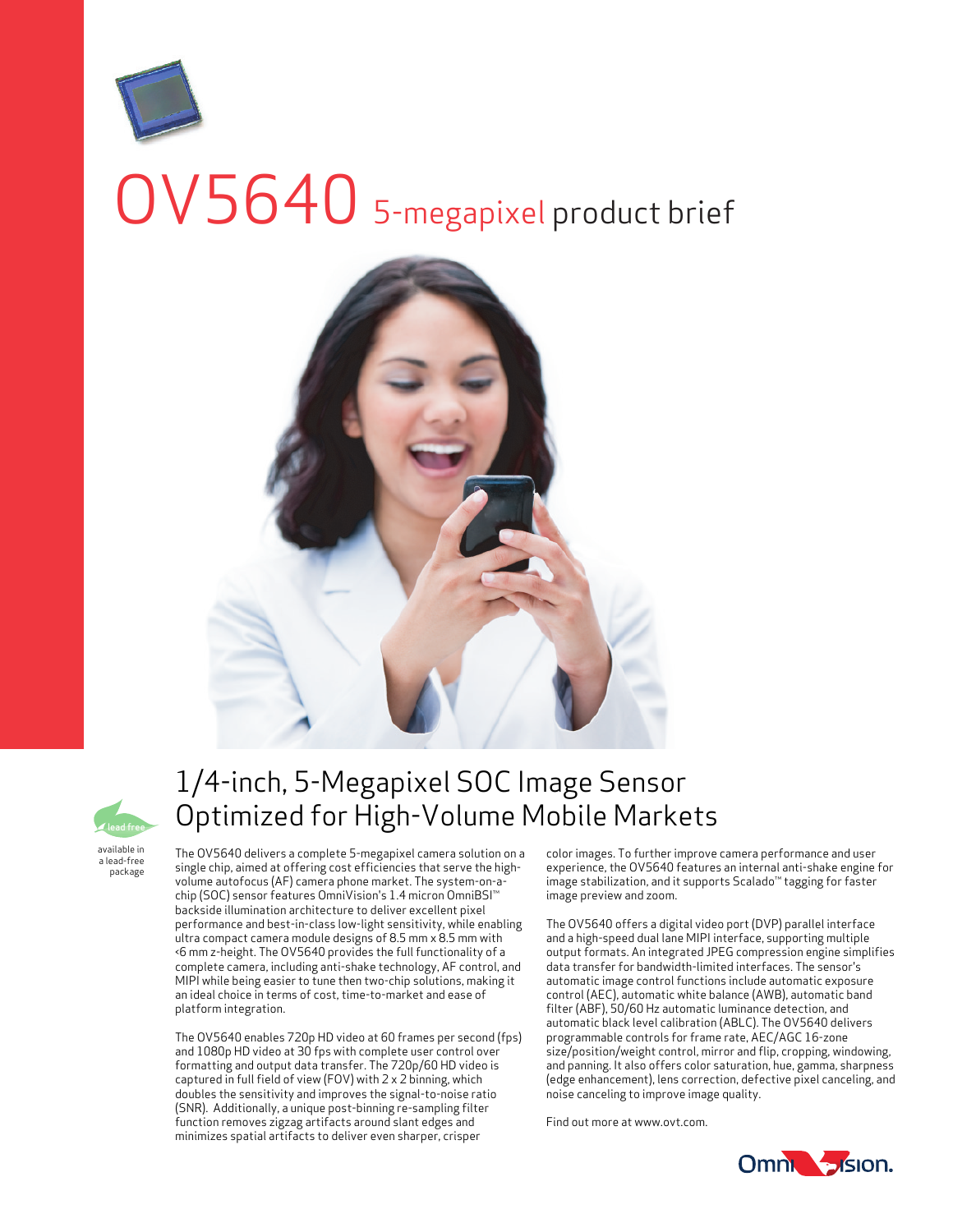// OV5640 5-megapixel product brief

lead free

available in a lead-free package

## 1/4-inch, 5-Megapixel SOC Image Sensor Optimized for High-Volume Mobile Markets

The OV5640 delivers a complete 5-megapixel camera solution on a single chip, aimed at offering cost efficiencies that serve the high-volume autofocus (AF) camera phone market. The system-on-a-chip (SOC) sensor features OmniVision's 1.4 micron OmniBSI™ backside illumination architecture to deliver excellent pixel performance and best-in-class low-light sensitivity, while enabling ultra compact camera module designs of 8.5 mm x 8.5 mm with <6 mm z-height. The OV5640 provides the full functionality of a complete camera, including anti-shake technology, AF control, and MIPI while being easier to tune then two-chip solutions, making it an ideal choice in terms of cost, time-to-market and ease of platform integration.

The OV5640 enables 720p HD video at 60 frames per second (fps) and 1080p HD video at 30 fps with complete user control over formatting and output data transfer. The 720p/60 HD video is captured in full field of view (FOV) with 2 x 2 binning, which doubles the sensitivity and improves the signal-to-noise ratio (SNR). Additionally, a unique post-binning re-sampling filter function removes zigzag artifacts around slant edges and minimizes spatial artifacts to deliver even sharper, crisper color images. To further improve camera performance and user experience, the OV5640 features an internal anti-shake engine for image stabilization, and it supports Scalado™ tagging for faster image preview and zoom.

The OV5640 offers a digital video port (DVP) parallel interface and a high-speed dual lane MIPI interface, supporting multiple output formats. An integrated JPEG compression engine simplifies data transfer for bandwidth-limited interfaces. The sensor's automatic image control functions include automatic exposure control (AEC), automatic white balance (AWB), automatic band filter (ABF), 50/60 Hz automatic luminance detection, and automatic black level calibration (ABLC). The OV5640 delivers programmable controls for frame rate, AEC/AGC 16-zone size/position/weight control, mirror and flip, cropping, windowing, and panning. It also offers color saturation, hue, gamma, sharpness (edge enhancement), lens correction, defective pixel canceling, and noise canceling to improve image quality.

Find out more at www.ovt.com.

OmniVision.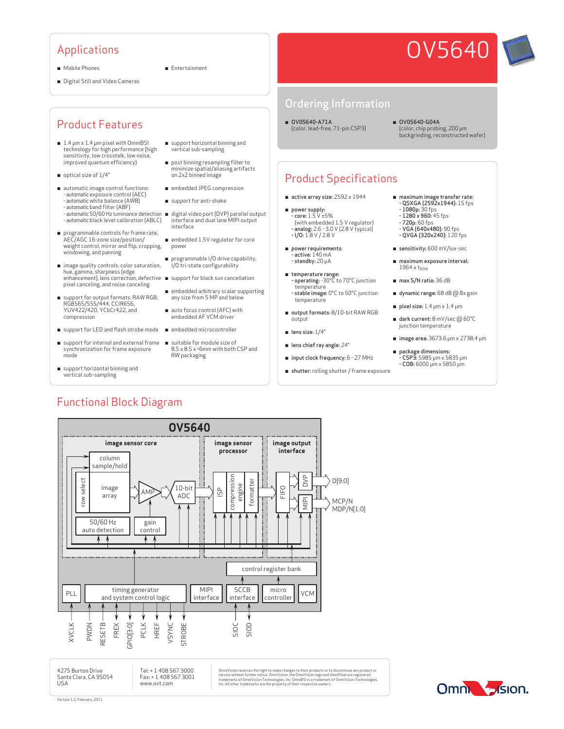# OV5640

## Applications

- Mobile Phones
- Digital Still and Video Cameras
- Entertainment

## Ordering Information

- OV05640-A71A
(color, lead-free, 71-pin CSP3)
- OV05640-G04A
(color, chip probing, 200 µm backgrinding, reconstructed wafer)

## Product Features

- 1.4 µm x 1.4 µm pixel with OmniBSI technology for high performance (high sensitivity, low crosstalk, low noise, improved quantum efficiency)
- optical size of 1/4"
- automatic image control functions:
  - automatic exposure control (AEC)
  - automatic white balance (AWB)
  - automatic band filter (ABF)
  - automatic 50/60 Hz luminance detection
  - automatic black level calibration (ABLC)
- programmable controls for frame rate, AEC/AGC 16-zone size/position/ weight control, mirror and flip, cropping, windowing, and panning
- image quality controls: color saturation, hue, gamma, sharpness (edge enhancement), lens correction, defective pixel canceling, and noise canceling
- support for output formats: RAW RGB, RGB565/555/444, CCIR656, YUV422/420, YCbCr422, and compression
- support for LED and flash strobe mode
- support for internal and external frame synchronization for frame exposure mode
- support horizontal binning and vertical sub-sampling
- support horizontal binning and vertical sub-sampling
- post binning resampling filter to minimize spatial/aliasing artifacts on 2x2 binned image
- embedded JPEG compression
- support for anti-shake
- digital video port (DVP) parallel output interface and dual lane MIPI output interface
- embedded 1.5V regulator for core power
- programmable I/O drive capability, I/O tri-state configurability
- support for black sun cancellation
- embedded arbitrary size scalar supporting any size from 5 MP and below
- auto focus control (AFC) with embedded AF VCM driver
- embedded microcontroller
- suitable for module size of 8.5 x 8.5 x <6mm with both CSP and RW packaging

## Product Specifications

- **active array size:** 2592 x 1944
- **power supply:**
  - **core:** 1.5 V ±5% (with embedded 1.5 V regulator)
  - **analog:** 2.6 - 3.0 V (2.8 V typical)
  - **I/O:** 1.8 V / 2.8 V
- **power requirements:**
  - **active:** 140 mA
  - **standby:** 20 µA
- **temperature range:**
  - **operating:** -30°C to 70°C junction temperature
  - **stable image:** 0°C to 50°C junction temperature
- **output formats:** 8/10-bit RAW RGB output
- **lens size:** 1/4"
- **lens chief ray angle:** 24°
- **input clock frequency:** 6 - 27 MHz
- **shutter:** rolling shutter / frame exposure
- **maximum image transfer rate:**
  - **QSXGA (2592x1944):** 15 fps
  - **1080p:** 30 fps
  - **1280 x 960:** 45 fps
  - **720p:** 60 fps
  - **VGA (640x480):** 90 fps
  - **QVGA (320x240):** 120 fps
- **sensitivity:** 600 mV/lux-sec
- **maximum exposure interval:** 1964 x $t_{ROW}$
- **max S/N ratio:** 36 dB
- **dynamic range:** 68 dB @ 8x gain
- **pixel size:** 1.4 µm x 1.4 µm
- **dark current:** 8 mV/sec @ 60°C junction temperature
- **image area:** 3673.6 µm x 2738.4 µm
- **package dimensions:**
  - **CSP3:** 5985 µm x 5835 µm
  - **COB:** 6000 µm x 5850 µm

## Functional Block Diagram

OV5640

image sensor core
column sample/hold
row select
image array
AMP
10-bit ADC
50/60 Hz auto detection
gain control

image sensor processor
ISP
compression engine
formatter

image output interface
FIFO
DVP
MIPI

D[9:0]
MCP/N
MDP/N[1:0]

control register bank
PLL
timing generator and system control logic
MIPI interface
SCCB interface
micro controller
VCM

XVCLK
PWDN
RESETB
FREX
GPIO[3:0]
PCLK
HREF
VSYNC
STROBE
SIOC
SIOD

4275 Burton Drive
Santa Clara, CA 95054
USA

Tel: + 1 408 567 3000
Fax: + 1 408 567 3001
www.ovt.com

OmniVision reserves the right to make changes to their products or to discontinue any product or service without further notice. OmniVision, the OmniVision logo and OmniPixel are registered trademarks of OmniVision Technologies, Inc. OmniBSI is a trademark of OmniVision Technologies, Inc. All other trademarks are the property of their respective owners.

OmniVision.

Version 1.2, February, 2011